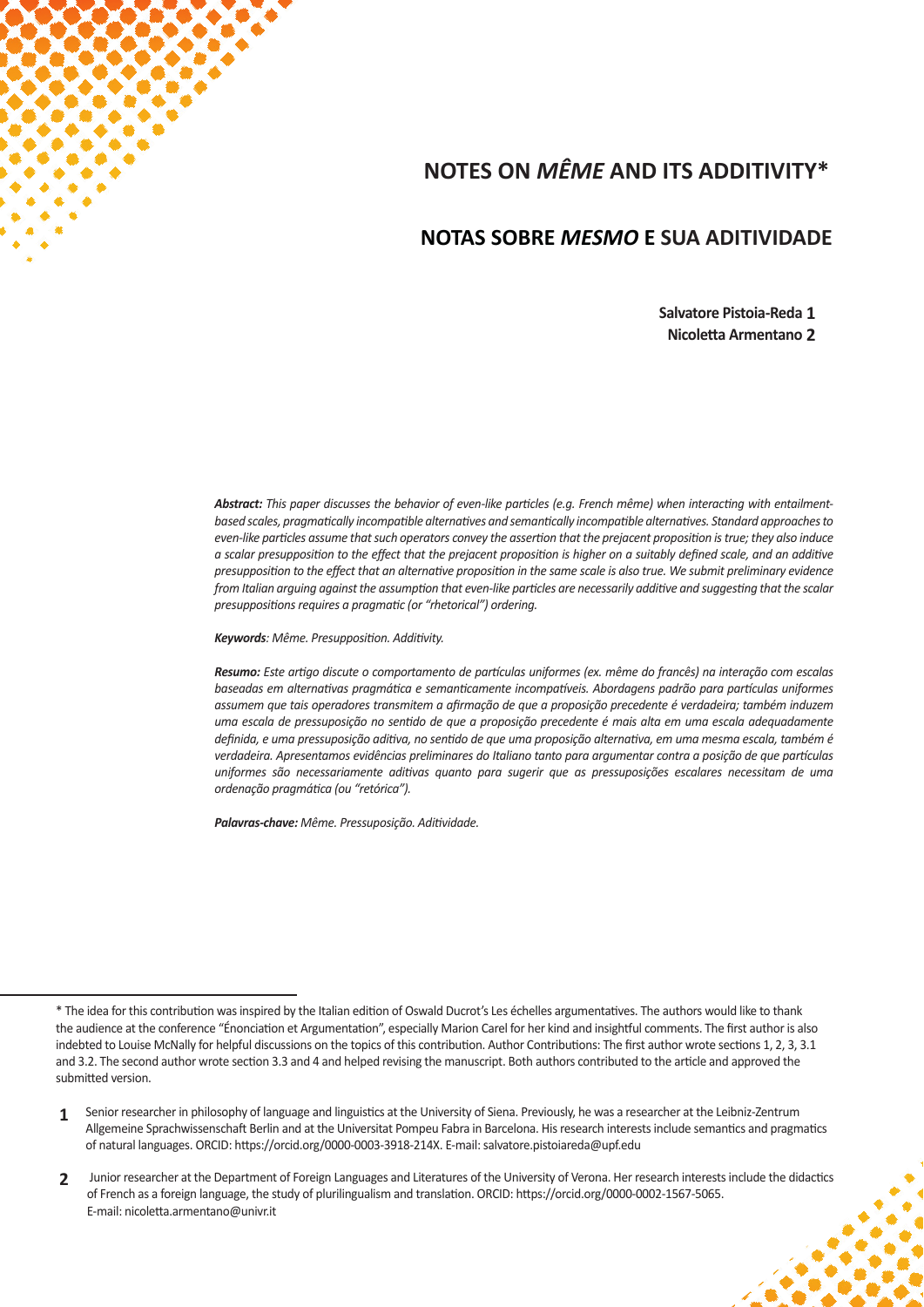# NOTES ON *MÊME* AND ITS ADDITIVITY*

## NOTAS SOBRE *MESMO* E SUA ADITIVIDADE

**Salvatore Pistoia-Reda 1**
**Nicoletta Armentano 2**

***Abstract:*** *This paper discusses the behavior of even-like particles (e.g. French même) when interacting with entailment-based scales, pragmatically incompatible alternatives and semantically incompatible alternatives. Standard approaches to even-like particles assume that such operators convey the assertion that the prejacent proposition is true; they also induce a scalar presupposition to the effect that the prejacent proposition is higher on a suitably defined scale, and an additive presupposition to the effect that an alternative proposition in the same scale is also true. We submit preliminary evidence from Italian arguing against the assumption that even-like particles are necessarily additive and suggesting that the scalar presuppositions requires a pragmatic (or "rhetorical") ordering.*

***Keywords****: Même. Presupposition. Additivity.*

***Resumo:*** *Este artigo discute o comportamento de partículas uniformes (ex. même do francês) na interação com escalas baseadas em alternativas pragmática e semanticamente incompatíveis. Abordagens padrão para partículas uniformes assumem que tais operadores transmitem a afirmação de que a proposição precedente é verdadeira; também induzem uma escala de pressuposição no sentido de que a proposição precedente é mais alta em uma escala adequadamente definida, e uma pressuposição aditiva, no sentido de que uma proposição alternativa, em uma mesma escala, também é verdadeira. Apresentamos evidências preliminares do Italiano tanto para argumentar contra a posição de que partículas uniformes são necessariamente aditivas quanto para sugerir que as pressuposições escalares necessitam de uma ordenação pragmática (ou "retórica").*

***Palavras-chave:*** *Même. Pressuposição. Aditividade.*

---

\* The idea for this contribution was inspired by the Italian edition of Oswald Ducrot's Les échelles argumentatives. The authors would like to thank the audience at the conference "Énonciation et Argumentation", especially Marion Carel for her kind and insightful comments. The first author is also indebted to Louise McNally for helpful discussions on the topics of this contribution. Author Contributions: The first author wrote sections 1, 2, 3, 3.1 and 3.2. The second author wrote section 3.3 and 4 and helped revising the manuscript. Both authors contributed to the article and approved the submitted version.

1 Senior researcher in philosophy of language and linguistics at the University of Siena. Previously, he was a researcher at the Leibniz-Zentrum Allgemeine Sprachwissenschaft Berlin and at the Universitat Pompeu Fabra in Barcelona. His research interests include semantics and pragmatics of natural languages. ORCID: https://orcid.org/0000-0003-3918-214X. E-mail: salvatore.pistoiareda@upf.edu

2 Junior researcher at the Department of Foreign Languages and Literatures of the University of Verona. Her research interests include the didactics of French as a foreign language, the study of plurilingualism and translation. ORCID: https://orcid.org/0000-0002-1567-5065. E-mail: nicoletta.armentano@univr.it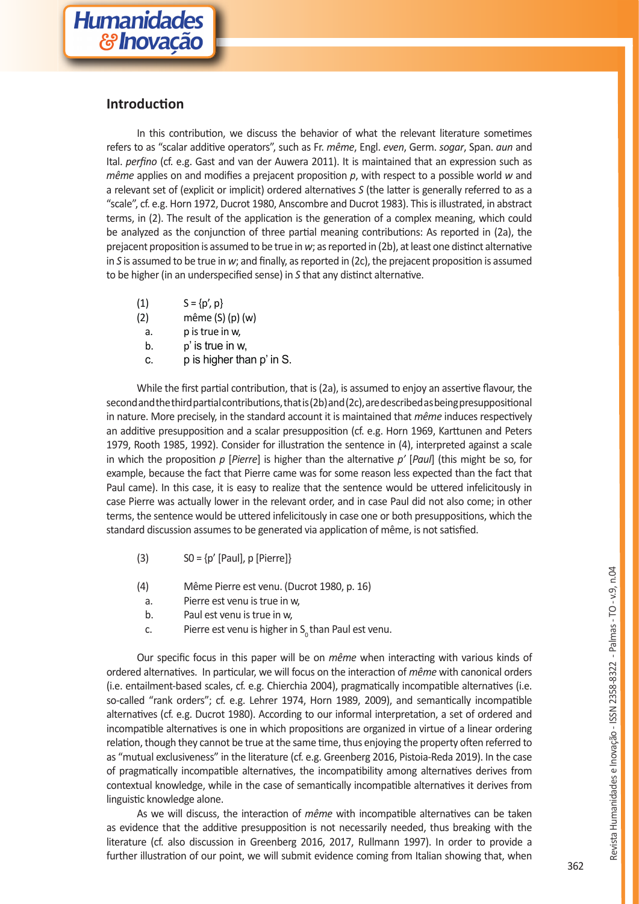## Introduction

In this contribution, we discuss the behavior of what the relevant literature sometimes refers to as "scalar additive operators", such as Fr. *même*, Engl. *even*, Germ. *sogar*, Span. *aun* and Ital. *perfino* (cf. e.g. Gast and van der Auwera 2011). It is maintained that an expression such as *même* applies on and modifies a prejacent proposition *p*, with respect to a possible world *w* and a relevant set of (explicit or implicit) ordered alternatives *S* (the latter is generally referred to as a "scale", cf. e.g. Horn 1972, Ducrot 1980, Anscombre and Ducrot 1983). This is illustrated, in abstract terms, in (2). The result of the application is the generation of a complex meaning, which could be analyzed as the conjunction of three partial meaning contributions: As reported in (2a), the prejacent proposition is assumed to be true in *w*; as reported in (2b), at least one distinct alternative in *S* is assumed to be true in *w*; and finally, as reported in (2c), the prejacent proposition is assumed to be higher (in an underspecified sense) in *S* that any distinct alternative.

(1) S = {p', p}

(2) même (S) (p) (w)
  a. p is true in w,
  b. p' is true in w,
  c. p is higher than p' in S.

While the first partial contribution, that is (2a), is assumed to enjoy an assertive flavour, the second and the third partial contributions, that is (2b) and (2c), are described as being presuppositional in nature. More precisely, in the standard account it is maintained that *même* induces respectively an additive presupposition and a scalar presupposition (cf. e.g. Horn 1969, Karttunen and Peters 1979, Rooth 1985, 1992). Consider for illustration the sentence in (4), interpreted against a scale in which the proposition *p* [*Pierre*] is higher than the alternative *p'* [*Paul*] (this might be so, for example, because the fact that Pierre came was for some reason less expected than the fact that Paul came). In this case, it is easy to realize that the sentence would be uttered infelicitously in case Pierre was actually lower in the relevant order, and in case Paul did not also come; in other terms, the sentence would be uttered infelicitously in case one or both presuppositions, which the standard discussion assumes to be generated via application of même, is not satisfied.

(3) S0 = {p' [Paul], p [Pierre]}

(4) Même Pierre est venu. (Ducrot 1980, p. 16)
  a. Pierre est venu is true in w,
  b. Paul est venu is true in w,
  c. Pierre est venu is higher in $S_0$ than Paul est venu.

Our specific focus in this paper will be on *même* when interacting with various kinds of ordered alternatives. In particular, we will focus on the interaction of *même* with canonical orders (i.e. entailment-based scales, cf. e.g. Chierchia 2004), pragmatically incompatible alternatives (i.e. so-called "rank orders"; cf. e.g. Lehrer 1974, Horn 1989, 2009), and semantically incompatible alternatives (cf. e.g. Ducrot 1980). According to our informal interpretation, a set of ordered and incompatible alternatives is one in which propositions are organized in virtue of a linear ordering relation, though they cannot be true at the same time, thus enjoying the property often referred to as "mutual exclusiveness" in the literature (cf. e.g. Greenberg 2016, Pistoia-Reda 2019). In the case of pragmatically incompatible alternatives, the incompatibility among alternatives derives from contextual knowledge, while in the case of semantically incompatible alternatives it derives from linguistic knowledge alone.

As we will discuss, the interaction of *même* with incompatible alternatives can be taken as evidence that the additive presupposition is not necessarily needed, thus breaking with the literature (cf. also discussion in Greenberg 2016, 2017, Rullmann 1997). In order to provide a further illustration of our point, we will submit evidence coming from Italian showing that, when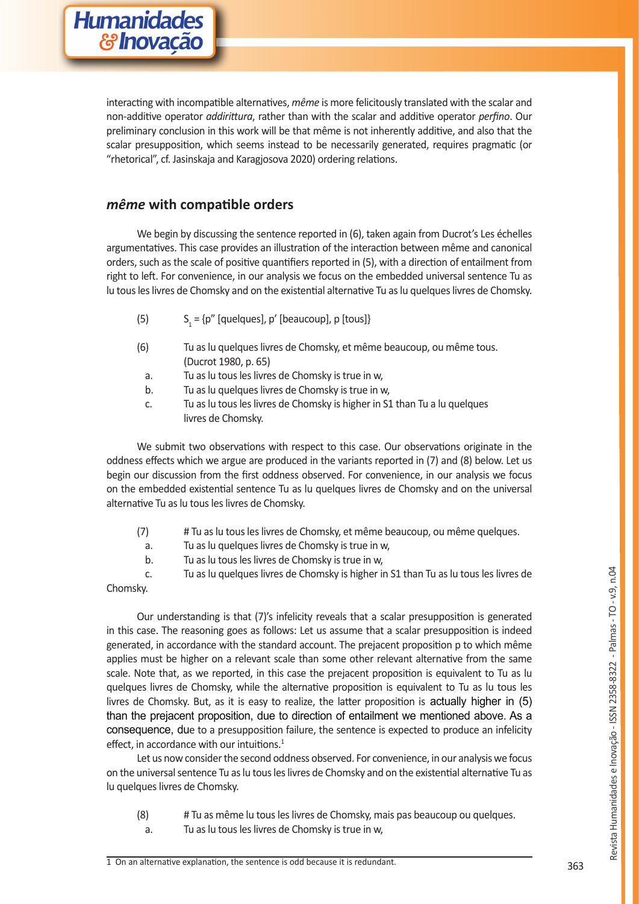interacting with incompatible alternatives, *même* is more felicitously translated with the scalar and non-additive operator *addirittura*, rather than with the scalar and additive operator *perfino*. Our preliminary conclusion in this work will be that même is not inherently additive, and also that the scalar presupposition, which seems instead to be necessarily generated, requires pragmatic (or "rhetorical", cf. Jasinskaja and Karagjosova 2020) ordering relations.

## *même* with compatible orders

We begin by discussing the sentence reported in (6), taken again from Ducrot's Les échelles argumentatives. This case provides an illustration of the interaction between même and canonical orders, such as the scale of positive quantifiers reported in (5), with a direction of entailment from right to left. For convenience, in our analysis we focus on the embedded universal sentence Tu as lu tous les livres de Chomsky and on the existential alternative Tu as lu quelques livres de Chomsky.

(5) $S_1$ = {p'' [quelques], p' [beaucoup], p [tous]}

(6) Tu as lu quelques livres de Chomsky, et même beaucoup, ou même tous. (Ducrot 1980, p. 65)

a. Tu as lu tous les livres de Chomsky is true in w,

b. Tu as lu quelques livres de Chomsky is true in w,

c. Tu as lu tous les livres de Chomsky is higher in S1 than Tu a lu quelques livres de Chomsky.

We submit two observations with respect to this case. Our observations originate in the oddness effects which we argue are produced in the variants reported in (7) and (8) below. Let us begin our discussion from the first oddness observed. For convenience, in our analysis we focus on the embedded existential sentence Tu as lu quelques livres de Chomsky and on the universal alternative Tu as lu tous les livres de Chomsky.

(7) # Tu as lu tous les livres de Chomsky, et même beaucoup, ou même quelques.

a. Tu as lu quelques livres de Chomsky is true in w,

b. Tu as lu tous les livres de Chomsky is true in w,

c. Tu as lu quelques livres de Chomsky is higher in S1 than Tu as lu tous les livres de Chomsky.

Our understanding is that (7)'s infelicity reveals that a scalar presupposition is generated in this case. The reasoning goes as follows: Let us assume that a scalar presupposition is indeed generated, in accordance with the standard account. The prejacent proposition p to which même applies must be higher on a relevant scale than some other relevant alternative from the same scale. Note that, as we reported, in this case the prejacent proposition is equivalent to Tu as lu quelques livres de Chomsky, while the alternative proposition is equivalent to Tu as lu tous les livres de Chomsky. But, as it is easy to realize, the latter proposition is actually higher in (5) than the prejacent proposition, due to direction of entailment we mentioned above. As a consequence, due to a presupposition failure, the sentence is expected to produce an infelicity effect, in accordance with our intuitions.[1]

Let us now consider the second oddness observed. For convenience, in our analysis we focus on the universal sentence Tu as lu tous les livres de Chomsky and on the existential alternative Tu as lu quelques livres de Chomsky.

(8) # Tu as même lu tous les livres de Chomsky, mais pas beaucoup ou quelques.

a. Tu as lu tous les livres de Chomsky is true in w,

1 On an alternative explanation, the sentence is odd because it is redundant.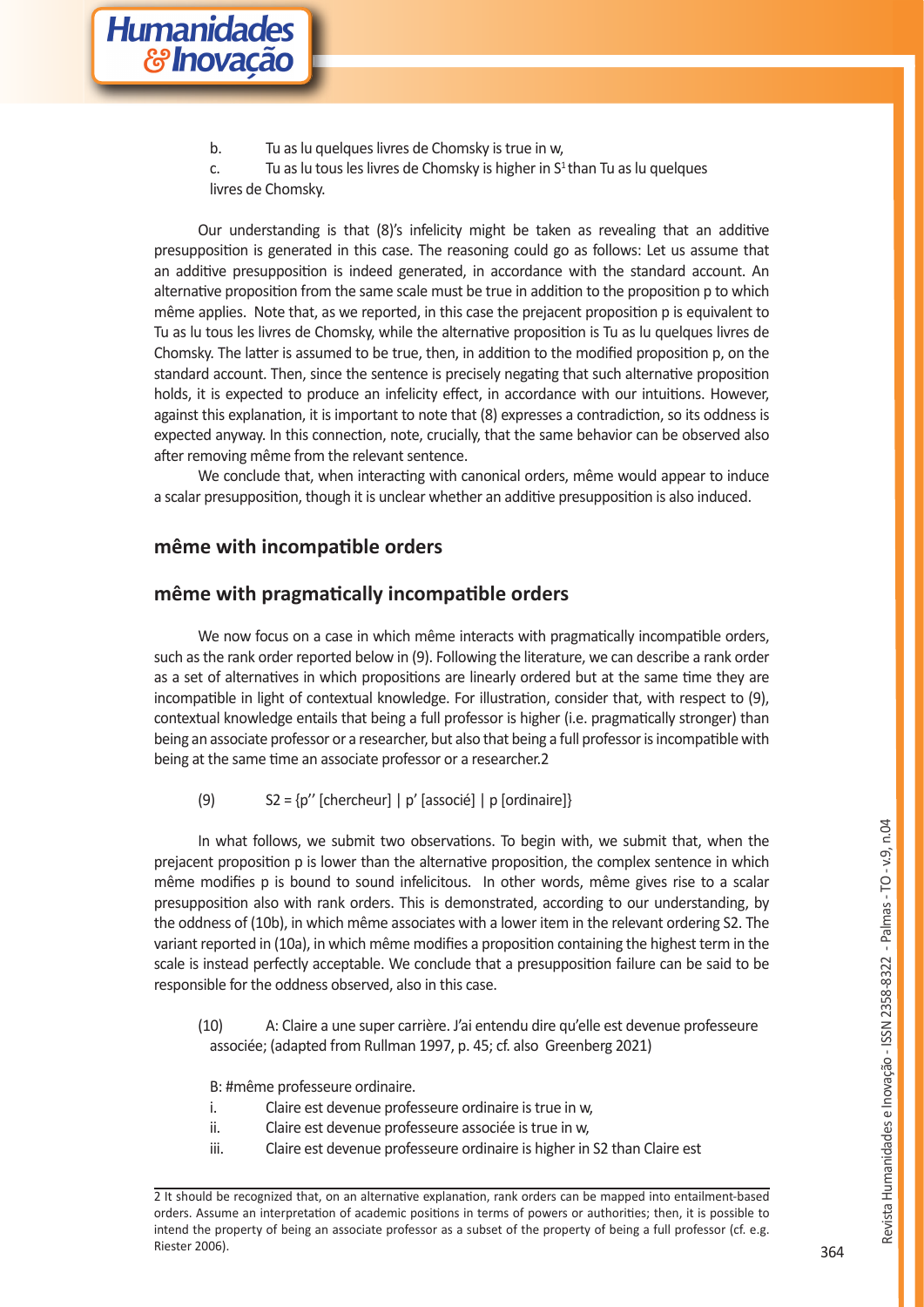b. Tu as lu quelques livres de Chomsky is true in w,

c. Tu as lu tous les livres de Chomsky is higher in $S^1$ than Tu as lu quelques livres de Chomsky.

Our understanding is that (8)'s infelicity might be taken as revealing that an additive presupposition is generated in this case. The reasoning could go as follows: Let us assume that an additive presupposition is indeed generated, in accordance with the standard account. An alternative proposition from the same scale must be true in addition to the proposition p to which même applies. Note that, as we reported, in this case the prejacent proposition p is equivalent to Tu as lu tous les livres de Chomsky, while the alternative proposition is Tu as lu quelques livres de Chomsky. The latter is assumed to be true, then, in addition to the modified proposition p, on the standard account. Then, since the sentence is precisely negating that such alternative proposition holds, it is expected to produce an infelicity effect, in accordance with our intuitions. However, against this explanation, it is important to note that (8) expresses a contradiction, so its oddness is expected anyway. In this connection, note, crucially, that the same behavior can be observed also after removing même from the relevant sentence.

We conclude that, when interacting with canonical orders, même would appear to induce a scalar presupposition, though it is unclear whether an additive presupposition is also induced.

## même with incompatible orders

## même with pragmatically incompatible orders

We now focus on a case in which même interacts with pragmatically incompatible orders, such as the rank order reported below in (9). Following the literature, we can describe a rank order as a set of alternatives in which propositions are linearly ordered but at the same time they are incompatible in light of contextual knowledge. For illustration, consider that, with respect to (9), contextual knowledge entails that being a full professor is higher (i.e. pragmatically stronger) than being an associate professor or a researcher, but also that being a full professor is incompatible with being at the same time an associate professor or a researcher.2

(9) S2 = {p'' [chercheur] | p' [associé] | p [ordinaire]}

In what follows, we submit two observations. To begin with, we submit that, when the prejacent proposition p is lower than the alternative proposition, the complex sentence in which même modifies p is bound to sound infelicitous. In other words, même gives rise to a scalar presupposition also with rank orders. This is demonstrated, according to our understanding, by the oddness of (10b), in which même associates with a lower item in the relevant ordering S2. The variant reported in (10a), in which même modifies a proposition containing the highest term in the scale is instead perfectly acceptable. We conclude that a presupposition failure can be said to be responsible for the oddness observed, also in this case.

(10) A: Claire a une super carrière. J'ai entendu dire qu'elle est devenue professeure associée; (adapted from Rullman 1997, p. 45; cf. also Greenberg 2021)

B: #même professeure ordinaire.

i. Claire est devenue professeure ordinaire is true in w,

ii. Claire est devenue professeure associée is true in w,

iii. Claire est devenue professeure ordinaire is higher in S2 than Claire est

---

2 It should be recognized that, on an alternative explanation, rank orders can be mapped into entailment-based orders. Assume an interpretation of academic positions in terms of powers or authorities; then, it is possible to intend the property of being an associate professor as a subset of the property of being a full professor (cf. e.g. Riester 2006).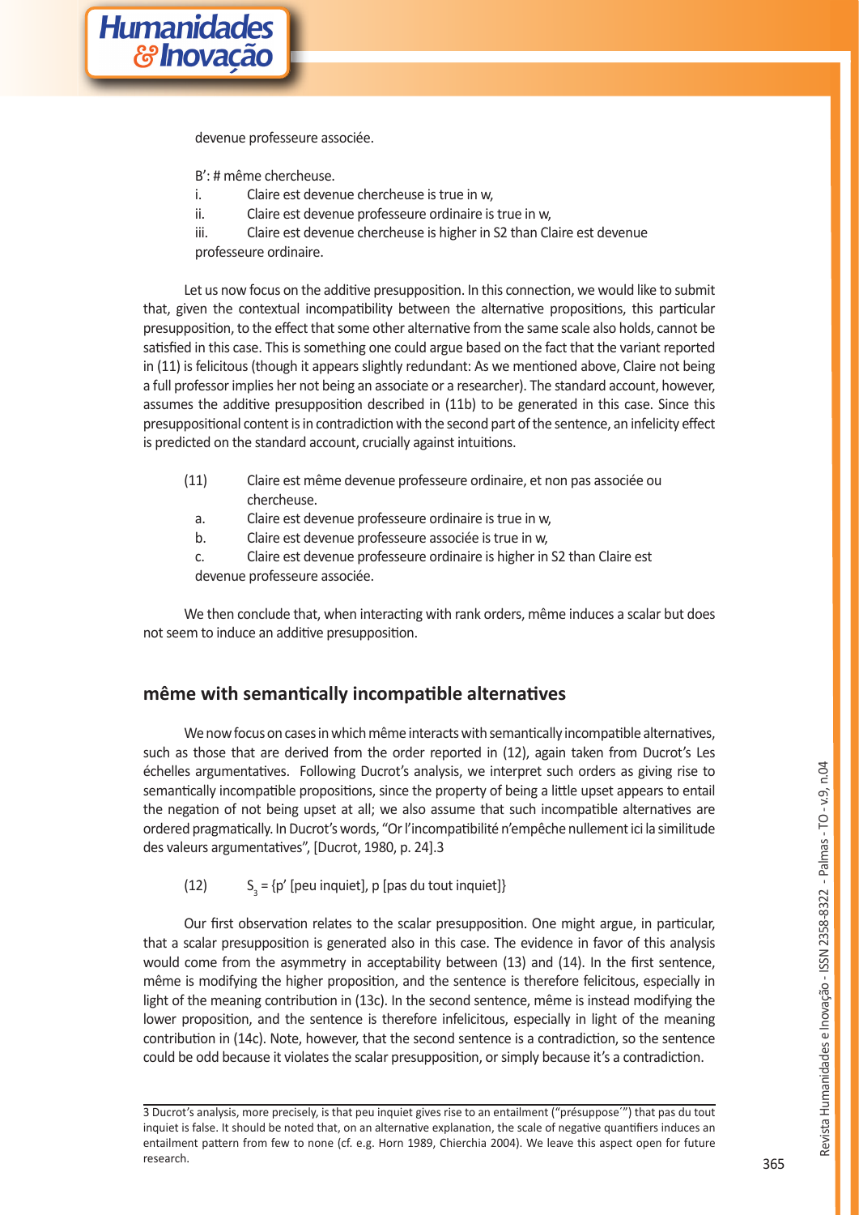devenue professeure associée.

B': # même chercheuse.

i. Claire est devenue chercheuse is true in w,

ii. Claire est devenue professeure ordinaire is true in w,

iii. Claire est devenue chercheuse is higher in S2 than Claire est devenue professeure ordinaire.

Let us now focus on the additive presupposition. In this connection, we would like to submit that, given the contextual incompatibility between the alternative propositions, this particular presupposition, to the effect that some other alternative from the same scale also holds, cannot be satisfied in this case. This is something one could argue based on the fact that the variant reported in (11) is felicitous (though it appears slightly redundant: As we mentioned above, Claire not being a full professor implies her not being an associate or a researcher). The standard account, however, assumes the additive presupposition described in (11b) to be generated in this case. Since this presuppositional content is in contradiction with the second part of the sentence, an infelicity effect is predicted on the standard account, crucially against intuitions.

(11) Claire est même devenue professeure ordinaire, et non pas associée ou chercheuse.

a. Claire est devenue professeure ordinaire is true in w,

b. Claire est devenue professeure associée is true in w,

c. Claire est devenue professeure ordinaire is higher in S2 than Claire est devenue professeure associée.

We then conclude that, when interacting with rank orders, même induces a scalar but does not seem to induce an additive presupposition.

## même with semantically incompatible alternatives

We now focus on cases in which même interacts with semantically incompatible alternatives, such as those that are derived from the order reported in (12), again taken from Ducrot's Les échelles argumentatives. Following Ducrot's analysis, we interpret such orders as giving rise to semantically incompatible propositions, since the property of being a little upset appears to entail the negation of not being upset at all; we also assume that such incompatible alternatives are ordered pragmatically. In Ducrot's words, "Or l'incompatibilité n'empêche nullement ici la similitude des valeurs argumentatives", [Ducrot, 1980, p. 24].3

(12) $S_3$ = {p' [peu inquiet], p [pas du tout inquiet]}

Our first observation relates to the scalar presupposition. One might argue, in particular, that a scalar presupposition is generated also in this case. The evidence in favor of this analysis would come from the asymmetry in acceptability between (13) and (14). In the first sentence, même is modifying the higher proposition, and the sentence is therefore felicitous, especially in light of the meaning contribution in (13c). In the second sentence, même is instead modifying the lower proposition, and the sentence is therefore infelicitous, especially in light of the meaning contribution in (14c). Note, however, that the second sentence is a contradiction, so the sentence could be odd because it violates the scalar presupposition, or simply because it's a contradiction.

---

3 Ducrot's analysis, more precisely, is that peu inquiet gives rise to an entailment ("présuppose´") that pas du tout inquiet is false. It should be noted that, on an alternative explanation, the scale of negative quantifiers induces an entailment pattern from few to none (cf. e.g. Horn 1989, Chierchia 2004). We leave this aspect open for future research.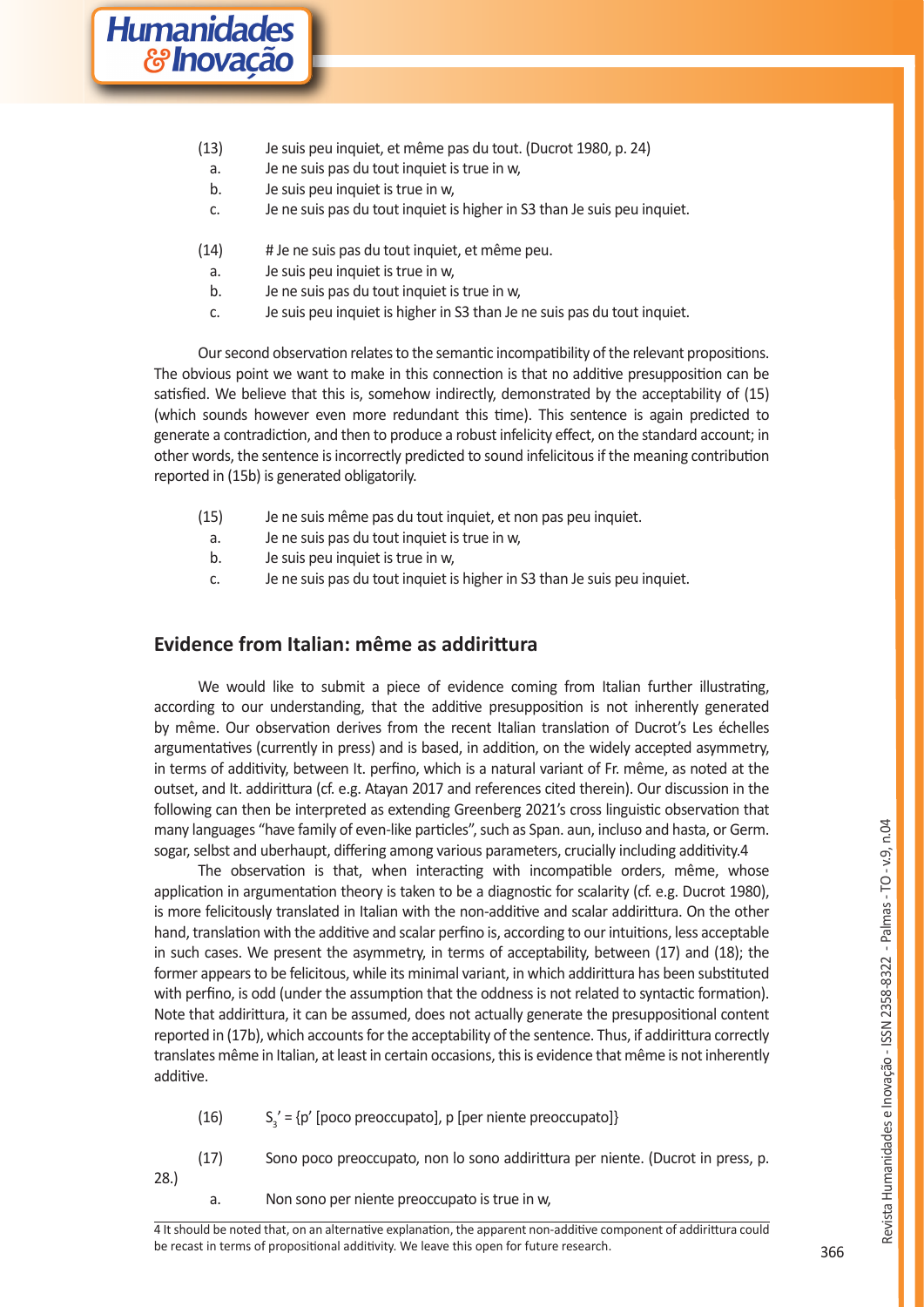(13) Je suis peu inquiet, et même pas du tout. (Ducrot 1980, p. 24)

a. Je ne suis pas du tout inquiet is true in w,

b. Je suis peu inquiet is true in w,

c. Je ne suis pas du tout inquiet is higher in S3 than Je suis peu inquiet.

(14) # Je ne suis pas du tout inquiet, et même peu.

a. Je suis peu inquiet is true in w,

b. Je ne suis pas du tout inquiet is true in w,

c. Je suis peu inquiet is higher in S3 than Je ne suis pas du tout inquiet.

Our second observation relates to the semantic incompatibility of the relevant propositions. The obvious point we want to make in this connection is that no additive presupposition can be satisfied. We believe that this is, somehow indirectly, demonstrated by the acceptability of (15) (which sounds however even more redundant this time). This sentence is again predicted to generate a contradiction, and then to produce a robust infelicity effect, on the standard account; in other words, the sentence is incorrectly predicted to sound infelicitous if the meaning contribution reported in (15b) is generated obligatorily.

(15) Je ne suis même pas du tout inquiet, et non pas peu inquiet.

a. Je ne suis pas du tout inquiet is true in w,

b. Je suis peu inquiet is true in w,

c. Je ne suis pas du tout inquiet is higher in S3 than Je suis peu inquiet.

## Evidence from Italian: même as addirittura

We would like to submit a piece of evidence coming from Italian further illustrating, according to our understanding, that the additive presupposition is not inherently generated by même. Our observation derives from the recent Italian translation of Ducrot's Les échelles argumentatives (currently in press) and is based, in addition, on the widely accepted asymmetry, in terms of additivity, between It. perfino, which is a natural variant of Fr. même, as noted at the outset, and It. addirittura (cf. e.g. Atayan 2017 and references cited therein). Our discussion in the following can then be interpreted as extending Greenberg 2021's cross linguistic observation that many languages "have family of even-like particles", such as Span. aun, incluso and hasta, or Germ. sogar, selbst and uberhaupt, differing among various parameters, crucially including additivity.[4]

The observation is that, when interacting with incompatible orders, même, whose application in argumentation theory is taken to be a diagnostic for scalarity (cf. e.g. Ducrot 1980), is more felicitously translated in Italian with the non-additive and scalar addirittura. On the other hand, translation with the additive and scalar perfino is, according to our intuitions, less acceptable in such cases. We present the asymmetry, in terms of acceptability, between (17) and (18); the former appears to be felicitous, while its minimal variant, in which addirittura has been substituted with perfino, is odd (under the assumption that the oddness is not related to syntactic formation). Note that addirittura, it can be assumed, does not actually generate the presuppositional content reported in (17b), which accounts for the acceptability of the sentence. Thus, if addirittura correctly translates même in Italian, at least in certain occasions, this is evidence that même is not inherently additive.

(16) $S_3'$ = {p' [poco preoccupato], p [per niente preoccupato]}

(17) Sono poco preoccupato, non lo sono addirittura per niente. (Ducrot in press, p. 28.)

a. Non sono per niente preoccupato is true in w,

[4] It should be noted that, on an alternative explanation, the apparent non-additive component of addirittura could be recast in terms of propositional additivity. We leave this open for future research.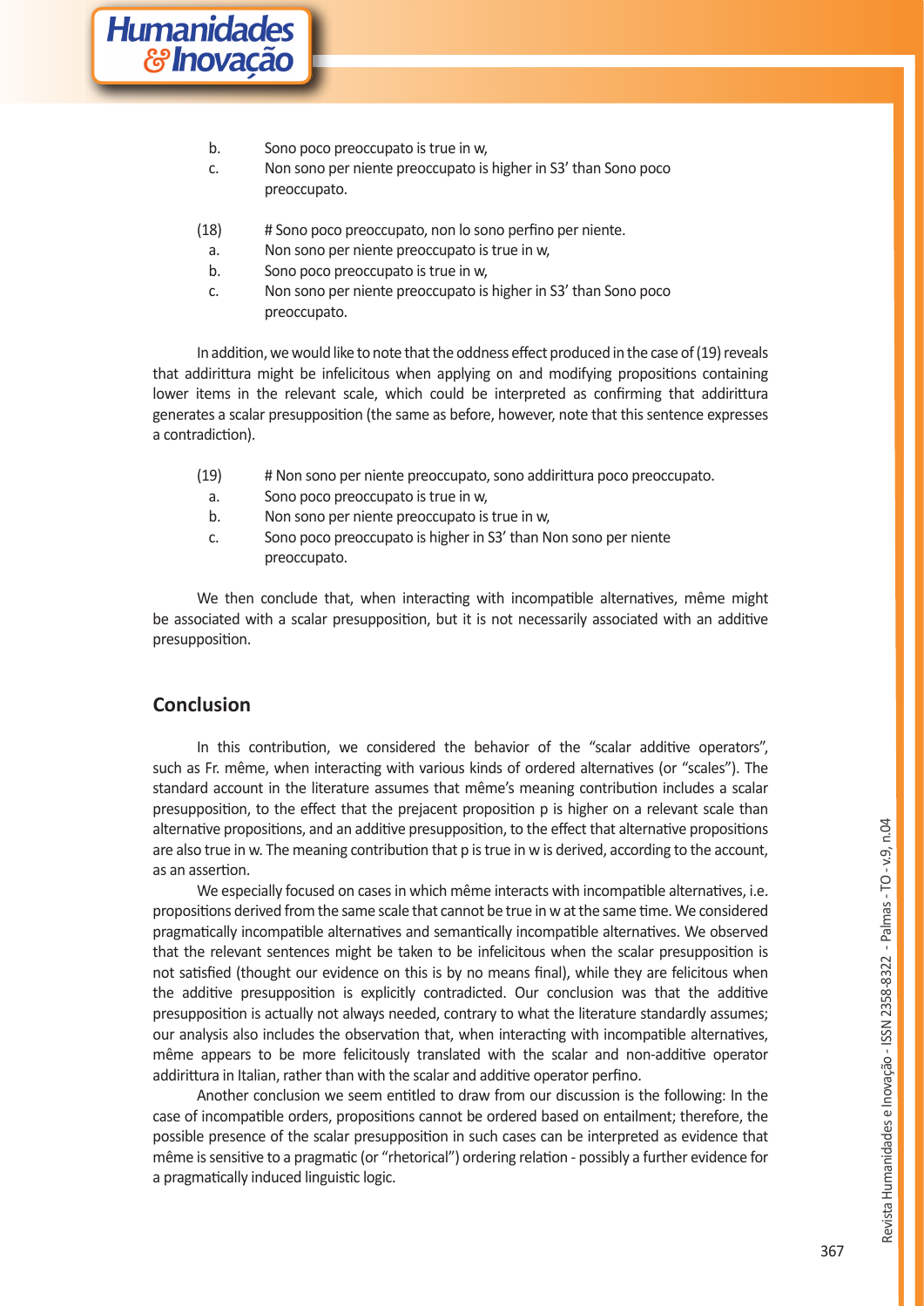b. Sono poco preoccupato is true in w,

c. Non sono per niente preoccupato is higher in S3' than Sono poco preoccupato.

(18) # Sono poco preoccupato, non lo sono perfino per niente.

a. Non sono per niente preoccupato is true in w,

b. Sono poco preoccupato is true in w,

c. Non sono per niente preoccupato is higher in S3' than Sono poco preoccupato.

In addition, we would like to note that the oddness effect produced in the case of (19) reveals that addirittura might be infelicitous when applying on and modifying propositions containing lower items in the relevant scale, which could be interpreted as confirming that addirittura generates a scalar presupposition (the same as before, however, note that this sentence expresses a contradiction).

(19) # Non sono per niente preoccupato, sono addirittura poco preoccupato.

a. Sono poco preoccupato is true in w,

b. Non sono per niente preoccupato is true in w,

c. Sono poco preoccupato is higher in S3' than Non sono per niente preoccupato.

We then conclude that, when interacting with incompatible alternatives, même might be associated with a scalar presupposition, but it is not necessarily associated with an additive presupposition.

## Conclusion

In this contribution, we considered the behavior of the "scalar additive operators", such as Fr. même, when interacting with various kinds of ordered alternatives (or "scales"). The standard account in the literature assumes that même's meaning contribution includes a scalar presupposition, to the effect that the prejacent proposition p is higher on a relevant scale than alternative propositions, and an additive presupposition, to the effect that alternative propositions are also true in w. The meaning contribution that p is true in w is derived, according to the account, as an assertion.

We especially focused on cases in which même interacts with incompatible alternatives, i.e. propositions derived from the same scale that cannot be true in w at the same time. We considered pragmatically incompatible alternatives and semantically incompatible alternatives. We observed that the relevant sentences might be taken to be infelicitous when the scalar presupposition is not satisfied (thought our evidence on this is by no means final), while they are felicitous when the additive presupposition is explicitly contradicted. Our conclusion was that the additive presupposition is actually not always needed, contrary to what the literature standardly assumes; our analysis also includes the observation that, when interacting with incompatible alternatives, même appears to be more felicitously translated with the scalar and non-additive operator addirittura in Italian, rather than with the scalar and additive operator perfino.

Another conclusion we seem entitled to draw from our discussion is the following: In the case of incompatible orders, propositions cannot be ordered based on entailment; therefore, the possible presence of the scalar presupposition in such cases can be interpreted as evidence that même is sensitive to a pragmatic (or "rhetorical") ordering relation - possibly a further evidence for a pragmatically induced linguistic logic.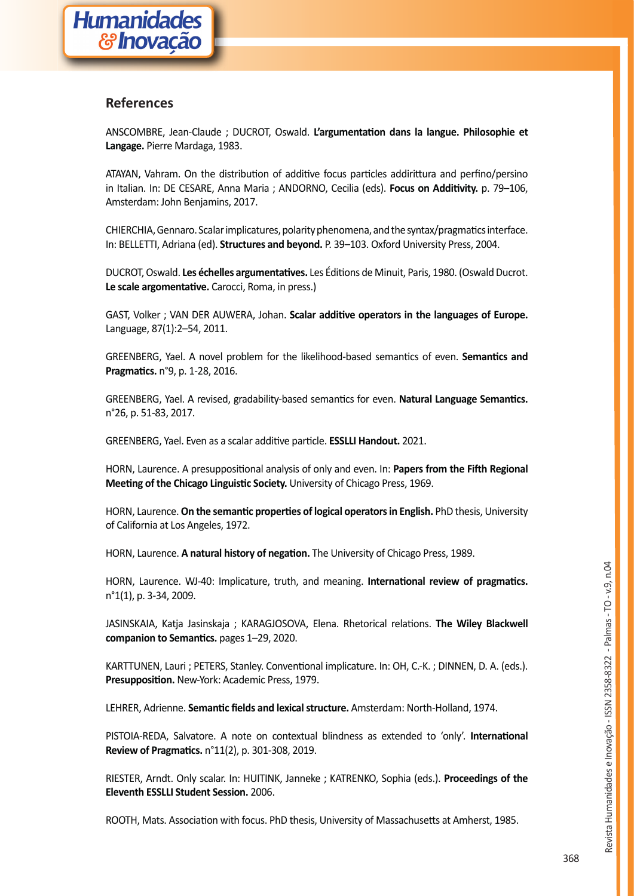## References

ANSCOMBRE, Jean-Claude ; DUCROT, Oswald. **L'argumentation dans la langue. Philosophie et Langage.** Pierre Mardaga, 1983.

ATAYAN, Vahram. On the distribution of additive focus particles addirittura and perfino/persino in Italian. In: DE CESARE, Anna Maria ; ANDORNO, Cecilia (eds). **Focus on Additivity.** p. 79–106, Amsterdam: John Benjamins, 2017.

CHIERCHIA, Gennaro. Scalar implicatures, polarity phenomena, and the syntax/pragmatics interface. In: BELLETTI, Adriana (ed). **Structures and beyond.** P. 39–103. Oxford University Press, 2004.

DUCROT, Oswald. **Les échelles argumentatives.** Les Éditions de Minuit, Paris, 1980. (Oswald Ducrot. **Le scale argomentative.** Carocci, Roma, in press.)

GAST, Volker ; VAN DER AUWERA, Johan. **Scalar additive operators in the languages of Europe.** Language, 87(1):2–54, 2011.

GREENBERG, Yael. A novel problem for the likelihood-based semantics of even. **Semantics and Pragmatics.** n°9, p. 1-28, 2016.

GREENBERG, Yael. A revised, gradability-based semantics for even. **Natural Language Semantics.** n°26, p. 51-83, 2017.

GREENBERG, Yael. Even as a scalar additive particle. **ESSLLI Handout.** 2021.

HORN, Laurence. A presuppositional analysis of only and even. In: **Papers from the Fifth Regional Meeting of the Chicago Linguistic Society.** University of Chicago Press, 1969.

HORN, Laurence. **On the semantic properties of logical operators in English.** PhD thesis, University of California at Los Angeles, 1972.

HORN, Laurence. **A natural history of negation.** The University of Chicago Press, 1989.

HORN, Laurence. WJ-40: Implicature, truth, and meaning. **International review of pragmatics.** n°1(1), p. 3-34, 2009.

JASINSKAIA, Katja Jasinskaja ; KARAGJOSOVA, Elena. Rhetorical relations. **The Wiley Blackwell companion to Semantics.** pages 1–29, 2020.

KARTTUNEN, Lauri ; PETERS, Stanley. Conventional implicature. In: OH, C.-K. ; DINNEN, D. A. (eds.). **Presupposition.** New-York: Academic Press, 1979.

LEHRER, Adrienne. **Semantic fields and lexical structure.** Amsterdam: North-Holland, 1974.

PISTOIA-REDA, Salvatore. A note on contextual blindness as extended to 'only'. **International Review of Pragmatics.** n°11(2), p. 301-308, 2019.

RIESTER, Arndt. Only scalar. In: HUITINK, Janneke ; KATRENKO, Sophia (eds.). **Proceedings of the Eleventh ESSLLI Student Session.** 2006.

ROOTH, Mats. Association with focus. PhD thesis, University of Massachusetts at Amherst, 1985.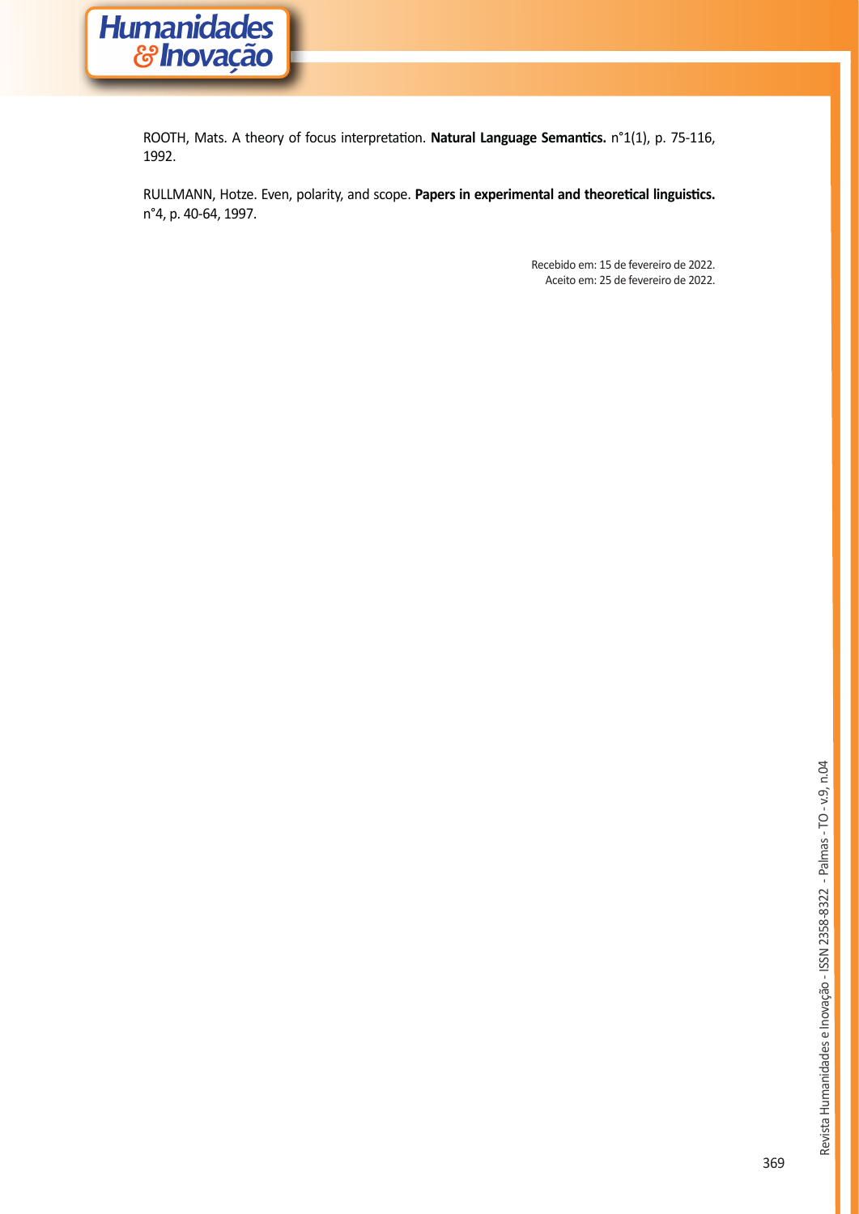ROOTH, Mats. A theory of focus interpretation. **Natural Language Semantics.** n°1(1), p. 75-116, 1992.

RULLMANN, Hotze. Even, polarity, and scope. **Papers in experimental and theoretical linguistics.** n°4, p. 40-64, 1997.

Recebido em: 15 de fevereiro de 2022.
Aceito em: 25 de fevereiro de 2022.